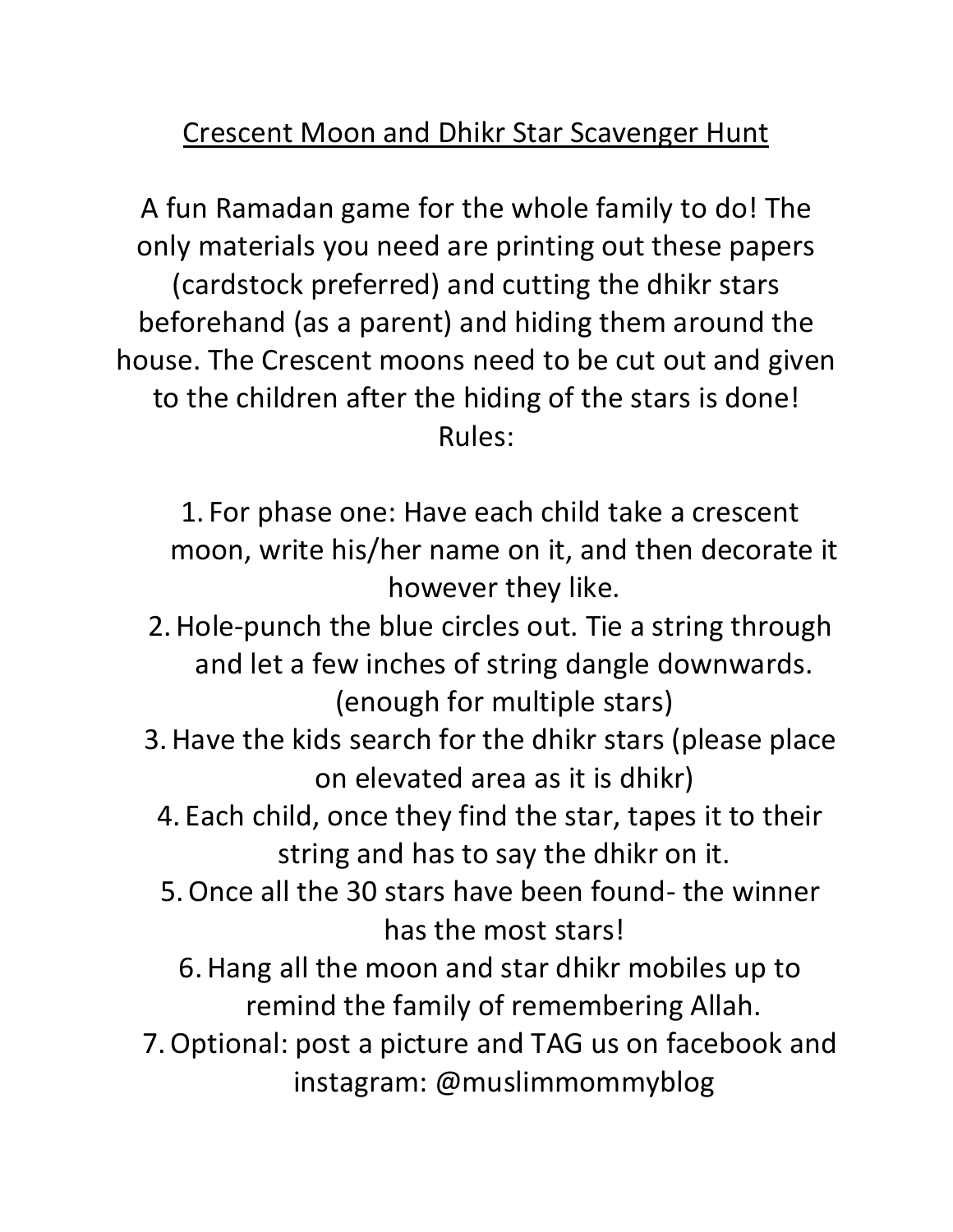# Crescent Moon and Dhikr Star Scavenger Hunt

A fun Ramadan game for the whole family to do! The only materials you need are printing out these papers (cardstock preferred) and cutting the dhikr stars beforehand (as a parent) and hiding them around the house. The Crescent moons need to be cut out and given to the children after the hiding of the stars is done!

Rules:

1. For phase one: Have each child take a crescent moon, write his/her name on it, and then decorate it however they like.
2. Hole-punch the blue circles out. Tie a string through and let a few inches of string dangle downwards. (enough for multiple stars)
3. Have the kids search for the dhikr stars (please place on elevated area as it is dhikr)
4. Each child, once they find the star, tapes it to their string and has to say the dhikr on it.
5. Once all the 30 stars have been found- the winner has the most stars!
6. Hang all the moon and star dhikr mobiles up to remind the family of remembering Allah.
7. Optional: post a picture and TAG us on facebook and instagram: @muslimmommyblog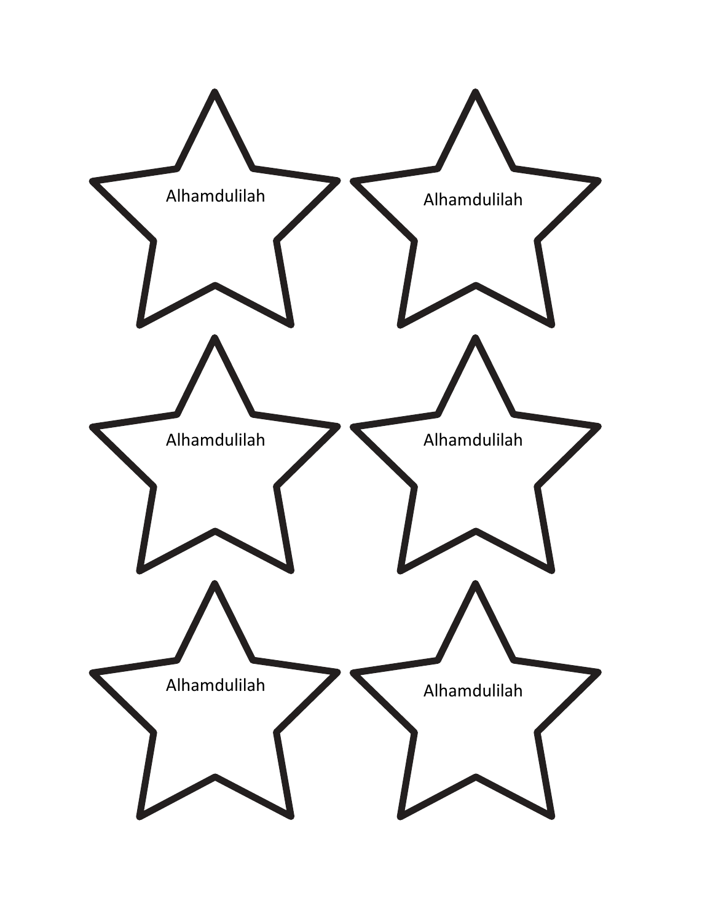Alhamdulilah

Alhamdulilah

Alhamdulilah

Alhamdulilah

Alhamdulilah

Alhamdulilah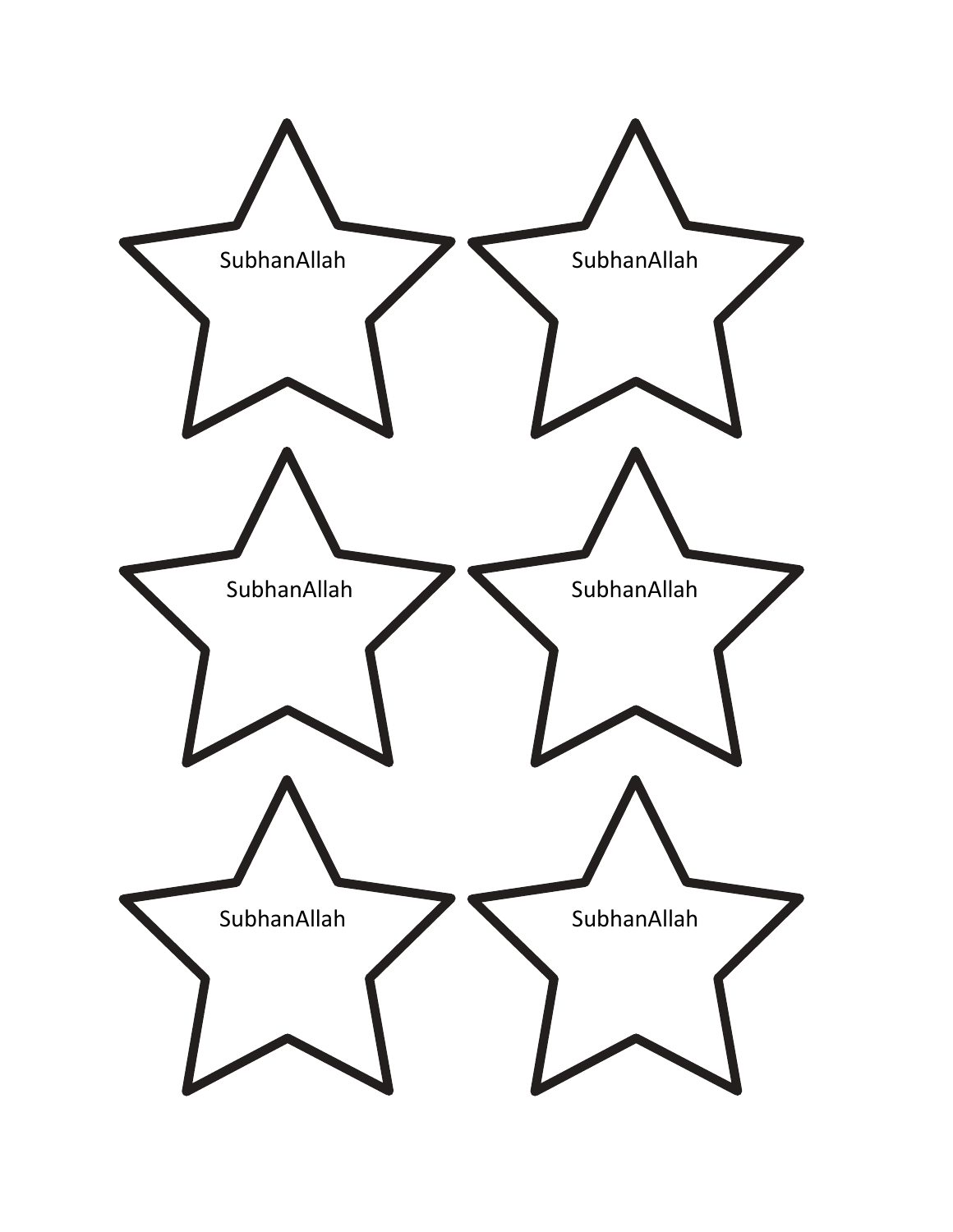SubhanAllah

SubhanAllah

SubhanAllah

SubhanAllah

SubhanAllah

SubhanAllah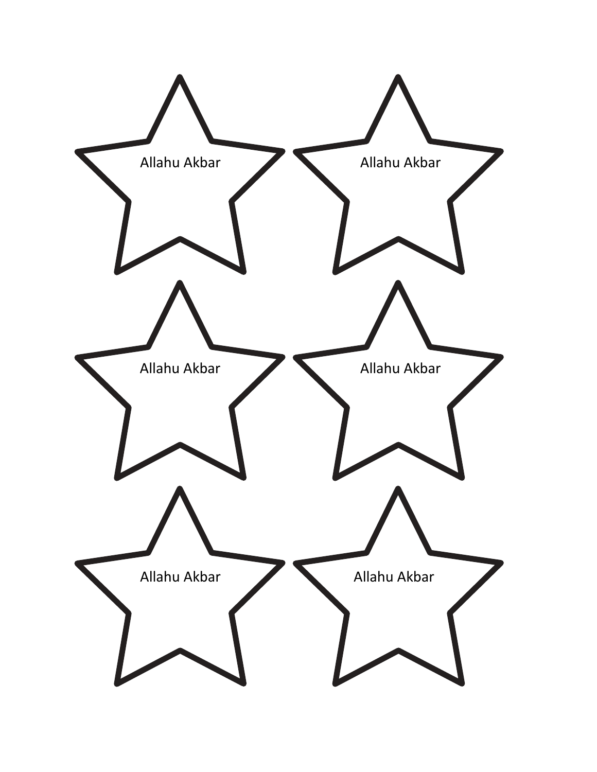Allahu Akbar

Allahu Akbar

Allahu Akbar

Allahu Akbar

Allahu Akbar

Allahu Akbar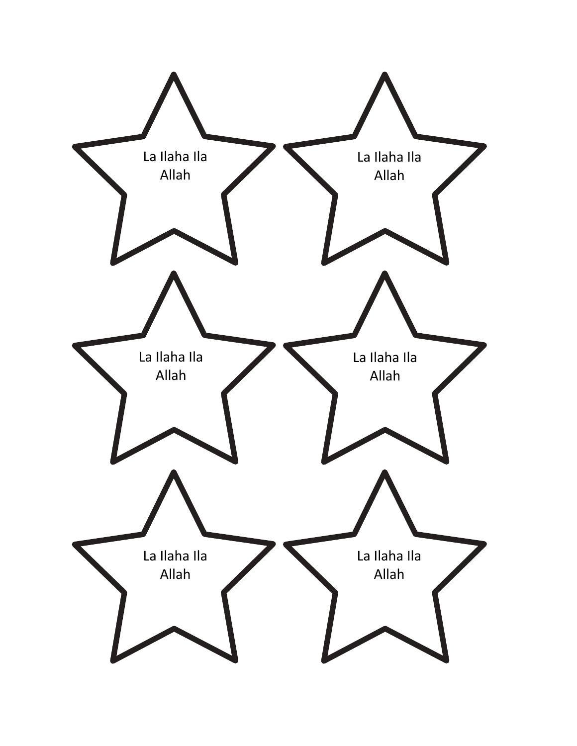La Ilaha Ila
Allah

La Ilaha Ila
Allah

La Ilaha Ila
Allah

La Ilaha Ila
Allah

La Ilaha Ila
Allah

La Ilaha Ila
Allah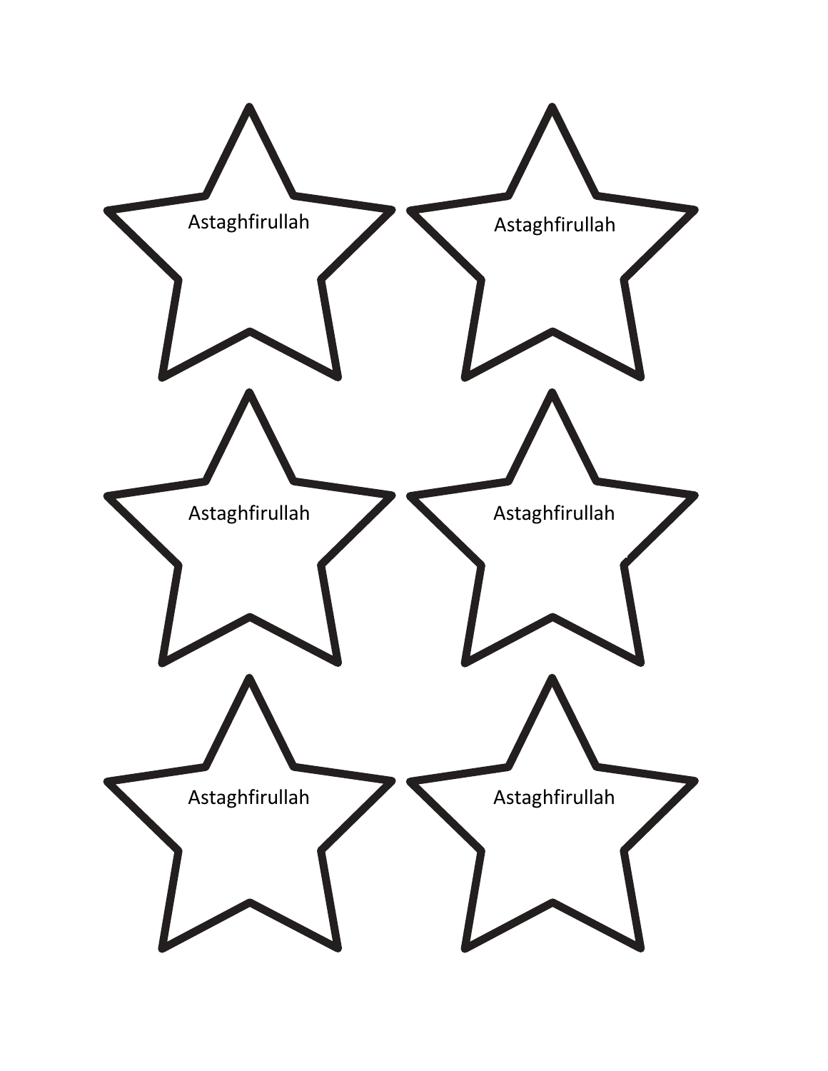Astaghfirullah

Astaghfirullah

Astaghfirullah

Astaghfirullah

Astaghfirullah

Astaghfirullah